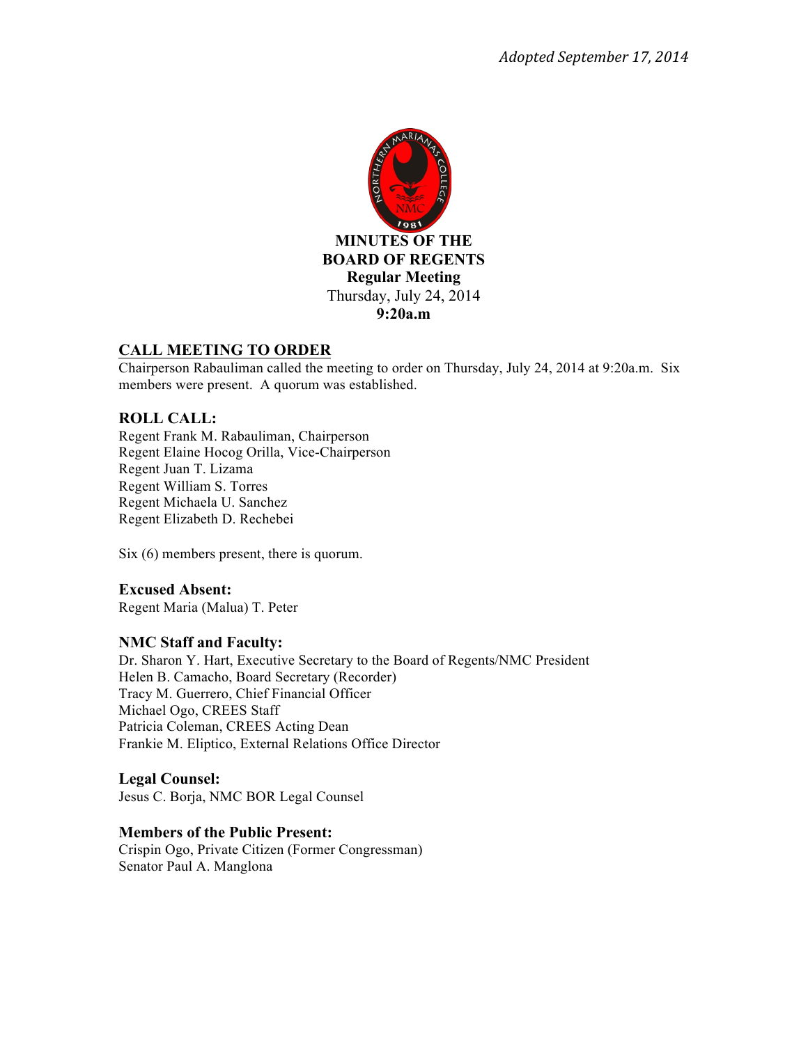*Adopted September 17, 2014*

**MINUTES OF THE**
**BOARD OF REGENTS**
**Regular Meeting**
Thursday, July 24, 2014
**9:20a.m**

## CALL MEETING TO ORDER

Chairperson Rabauliman called the meeting to order on Thursday, July 24, 2014 at 9:20a.m. Six members were present. A quorum was established.

### ROLL CALL:

Regent Frank M. Rabauliman, Chairperson
Regent Elaine Hocog Orilla, Vice-Chairperson
Regent Juan T. Lizama
Regent William S. Torres
Regent Michaela U. Sanchez
Regent Elizabeth D. Rechebei

Six (6) members present, there is quorum.

### Excused Absent:

Regent Maria (Malua) T. Peter

### NMC Staff and Faculty:

Dr. Sharon Y. Hart, Executive Secretary to the Board of Regents/NMC President
Helen B. Camacho, Board Secretary (Recorder)
Tracy M. Guerrero, Chief Financial Officer
Michael Ogo, CREES Staff
Patricia Coleman, CREES Acting Dean
Frankie M. Eliptico, External Relations Office Director

### Legal Counsel:

Jesus C. Borja, NMC BOR Legal Counsel

### Members of the Public Present:

Crispin Ogo, Private Citizen (Former Congressman)
Senator Paul A. Manglona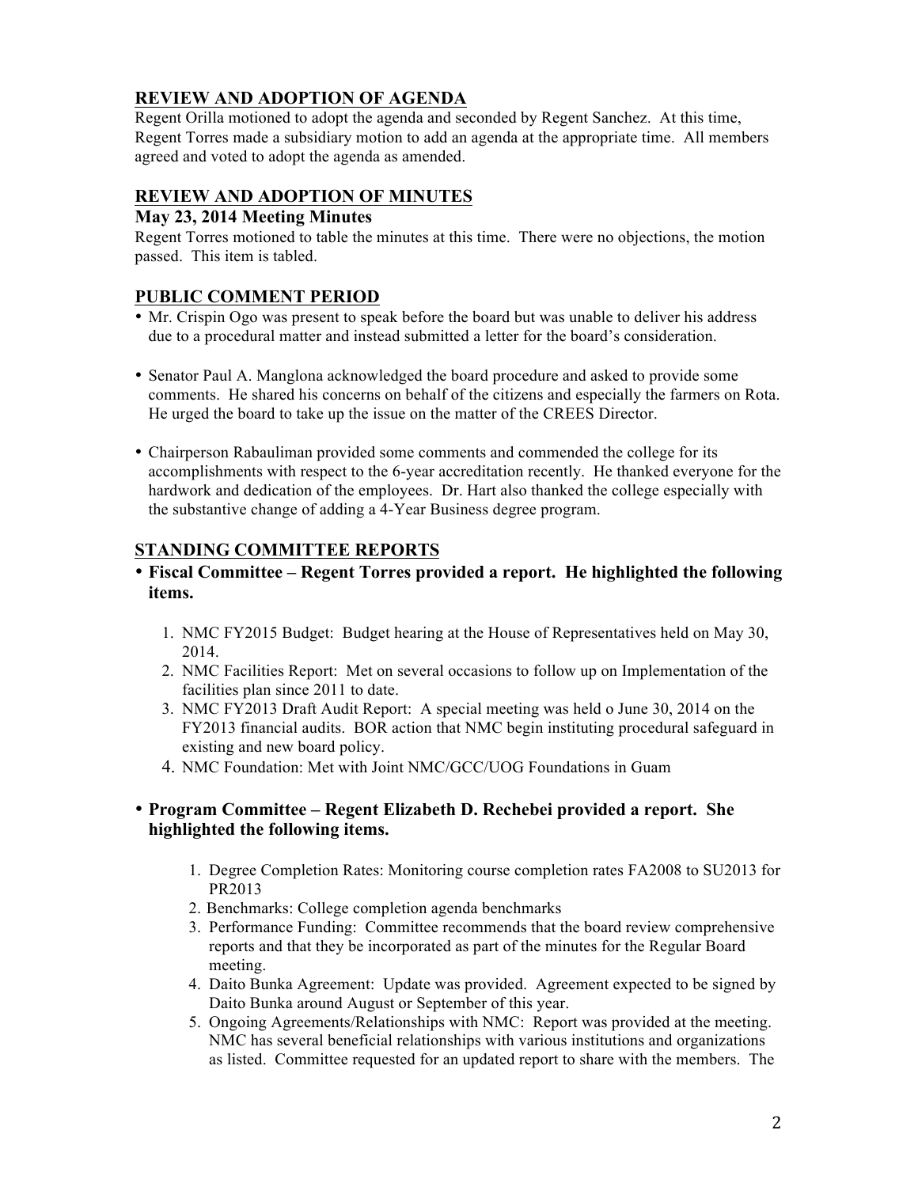## REVIEW AND ADOPTION OF AGENDA

Regent Orilla motioned to adopt the agenda and seconded by Regent Sanchez. At this time, Regent Torres made a subsidiary motion to add an agenda at the appropriate time. All members agreed and voted to adopt the agenda as amended.

## REVIEW AND ADOPTION OF MINUTES

### May 23, 2014 Meeting Minutes

Regent Torres motioned to table the minutes at this time. There were no objections, the motion passed. This item is tabled.

## PUBLIC COMMENT PERIOD

- Mr. Crispin Ogo was present to speak before the board but was unable to deliver his address due to a procedural matter and instead submitted a letter for the board's consideration.

- Senator Paul A. Manglona acknowledged the board procedure and asked to provide some comments. He shared his concerns on behalf of the citizens and especially the farmers on Rota. He urged the board to take up the issue on the matter of the CREES Director.

- Chairperson Rabauliman provided some comments and commended the college for its accomplishments with respect to the 6-year accreditation recently. He thanked everyone for the hardwork and dedication of the employees. Dr. Hart also thanked the college especially with the substantive change of adding a 4-Year Business degree program.

## STANDING COMMITTEE REPORTS

- **Fiscal Committee – Regent Torres provided a report. He highlighted the following items.**

  1. NMC FY2015 Budget: Budget hearing at the House of Representatives held on May 30, 2014.
  2. NMC Facilities Report: Met on several occasions to follow up on Implementation of the facilities plan since 2011 to date.
  3. NMC FY2013 Draft Audit Report: A special meeting was held o June 30, 2014 on the FY2013 financial audits. BOR action that NMC begin instituting procedural safeguard in existing and new board policy.
  4. NMC Foundation: Met with Joint NMC/GCC/UOG Foundations in Guam

- **Program Committee – Regent Elizabeth D. Rechebei provided a report. She highlighted the following items.**

  1. Degree Completion Rates: Monitoring course completion rates FA2008 to SU2013 for PR2013
  2. Benchmarks: College completion agenda benchmarks
  3. Performance Funding: Committee recommends that the board review comprehensive reports and that they be incorporated as part of the minutes for the Regular Board meeting.
  4. Daito Bunka Agreement: Update was provided. Agreement expected to be signed by Daito Bunka around August or September of this year.
  5. Ongoing Agreements/Relationships with NMC: Report was provided at the meeting. NMC has several beneficial relationships with various institutions and organizations as listed. Committee requested for an updated report to share with the members. The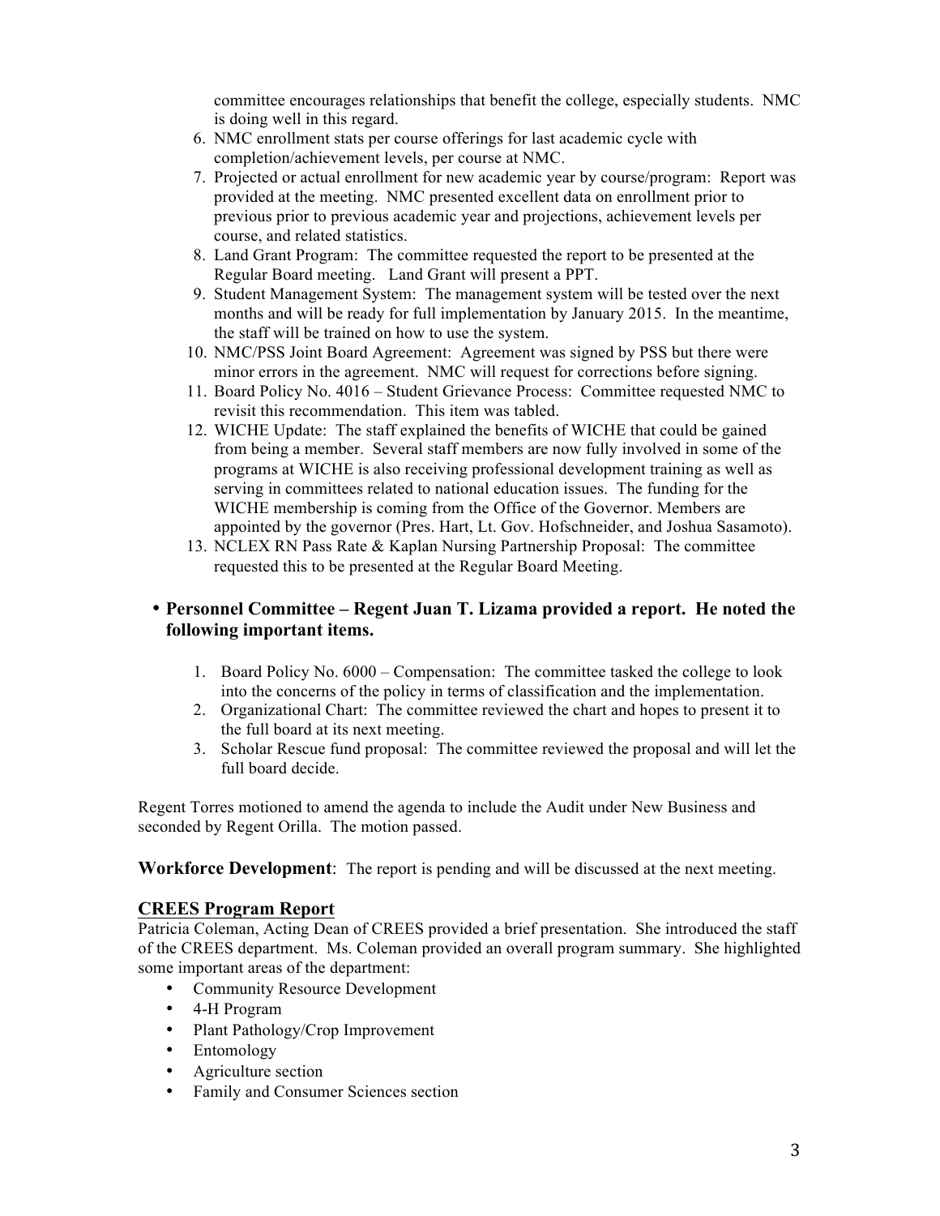committee encourages relationships that benefit the college, especially students. NMC is doing well in this regard.

6. NMC enrollment stats per course offerings for last academic cycle with completion/achievement levels, per course at NMC.
7. Projected or actual enrollment for new academic year by course/program: Report was provided at the meeting. NMC presented excellent data on enrollment prior to previous prior to previous academic year and projections, achievement levels per course, and related statistics.
8. Land Grant Program: The committee requested the report to be presented at the Regular Board meeting. Land Grant will present a PPT.
9. Student Management System: The management system will be tested over the next months and will be ready for full implementation by January 2015. In the meantime, the staff will be trained on how to use the system.
10. NMC/PSS Joint Board Agreement: Agreement was signed by PSS but there were minor errors in the agreement. NMC will request for corrections before signing.
11. Board Policy No. 4016 – Student Grievance Process: Committee requested NMC to revisit this recommendation. This item was tabled.
12. WICHE Update: The staff explained the benefits of WICHE that could be gained from being a member. Several staff members are now fully involved in some of the programs at WICHE is also receiving professional development training as well as serving in committees related to national education issues. The funding for the WICHE membership is coming from the Office of the Governor. Members are appointed by the governor (Pres. Hart, Lt. Gov. Hofschneider, and Joshua Sasamoto).
13. NCLEX RN Pass Rate & Kaplan Nursing Partnership Proposal: The committee requested this to be presented at the Regular Board Meeting.

- **Personnel Committee – Regent Juan T. Lizama provided a report. He noted the following important items.**

  1. Board Policy No. 6000 – Compensation: The committee tasked the college to look into the concerns of the policy in terms of classification and the implementation.
  2. Organizational Chart: The committee reviewed the chart and hopes to present it to the full board at its next meeting.
  3. Scholar Rescue fund proposal: The committee reviewed the proposal and will let the full board decide.

Regent Torres motioned to amend the agenda to include the Audit under New Business and seconded by Regent Orilla. The motion passed.

**Workforce Development**: The report is pending and will be discussed at the next meeting.

**CREES Program Report**

Patricia Coleman, Acting Dean of CREES provided a brief presentation. She introduced the staff of the CREES department. Ms. Coleman provided an overall program summary. She highlighted some important areas of the department:

- Community Resource Development
- 4-H Program
- Plant Pathology/Crop Improvement
- Entomology
- Agriculture section
- Family and Consumer Sciences section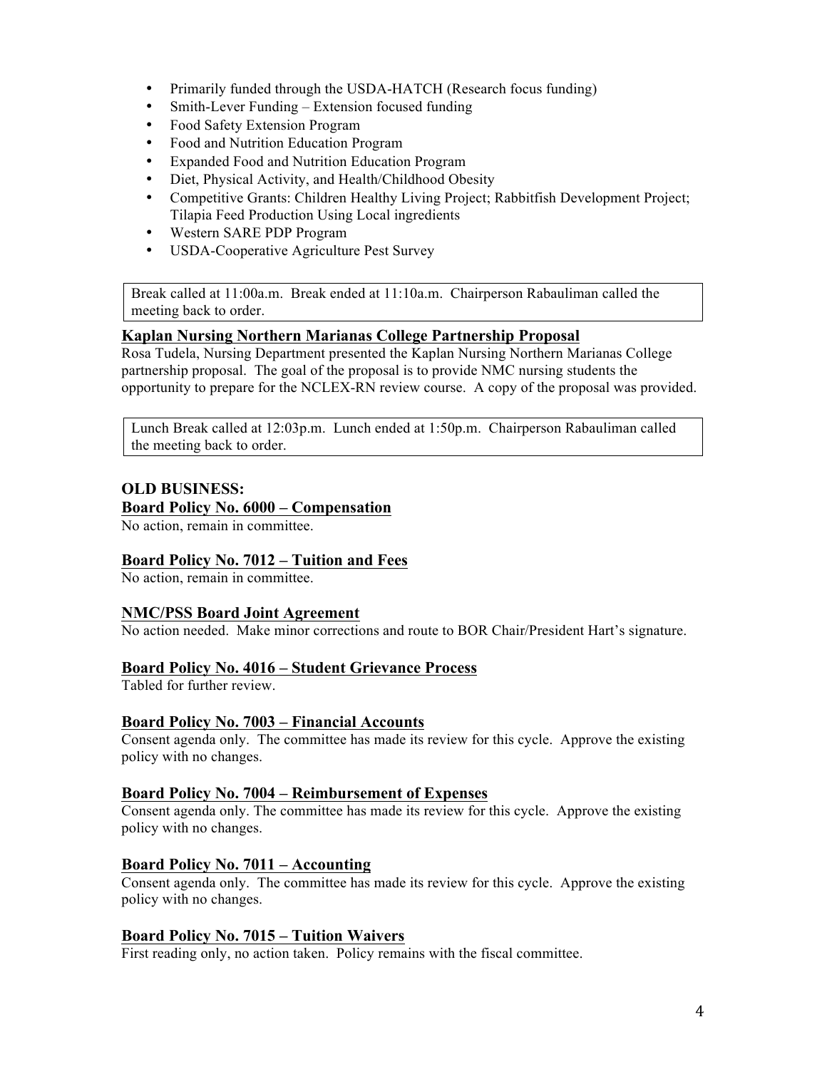- Primarily funded through the USDA-HATCH (Research focus funding)
- Smith-Lever Funding – Extension focused funding
- Food Safety Extension Program
- Food and Nutrition Education Program
- Expanded Food and Nutrition Education Program
- Diet, Physical Activity, and Health/Childhood Obesity
- Competitive Grants: Children Healthy Living Project; Rabbitfish Development Project; Tilapia Feed Production Using Local ingredients
- Western SARE PDP Program
- USDA-Cooperative Agriculture Pest Survey

Break called at 11:00a.m. Break ended at 11:10a.m. Chairperson Rabauliman called the meeting back to order.

**Kaplan Nursing Northern Marianas College Partnership Proposal**

Rosa Tudela, Nursing Department presented the Kaplan Nursing Northern Marianas College partnership proposal. The goal of the proposal is to provide NMC nursing students the opportunity to prepare for the NCLEX-RN review course. A copy of the proposal was provided.

Lunch Break called at 12:03p.m. Lunch ended at 1:50p.m. Chairperson Rabauliman called the meeting back to order.

## OLD BUSINESS:

**Board Policy No. 6000 – Compensation**

No action, remain in committee.

**Board Policy No. 7012 – Tuition and Fees**

No action, remain in committee.

**NMC/PSS Board Joint Agreement**

No action needed. Make minor corrections and route to BOR Chair/President Hart's signature.

**Board Policy No. 4016 – Student Grievance Process**

Tabled for further review.

**Board Policy No. 7003 – Financial Accounts**

Consent agenda only. The committee has made its review for this cycle. Approve the existing policy with no changes.

**Board Policy No. 7004 – Reimbursement of Expenses**

Consent agenda only. The committee has made its review for this cycle. Approve the existing policy with no changes.

**Board Policy No. 7011 – Accounting**

Consent agenda only. The committee has made its review for this cycle. Approve the existing policy with no changes.

**Board Policy No. 7015 – Tuition Waivers**

First reading only, no action taken. Policy remains with the fiscal committee.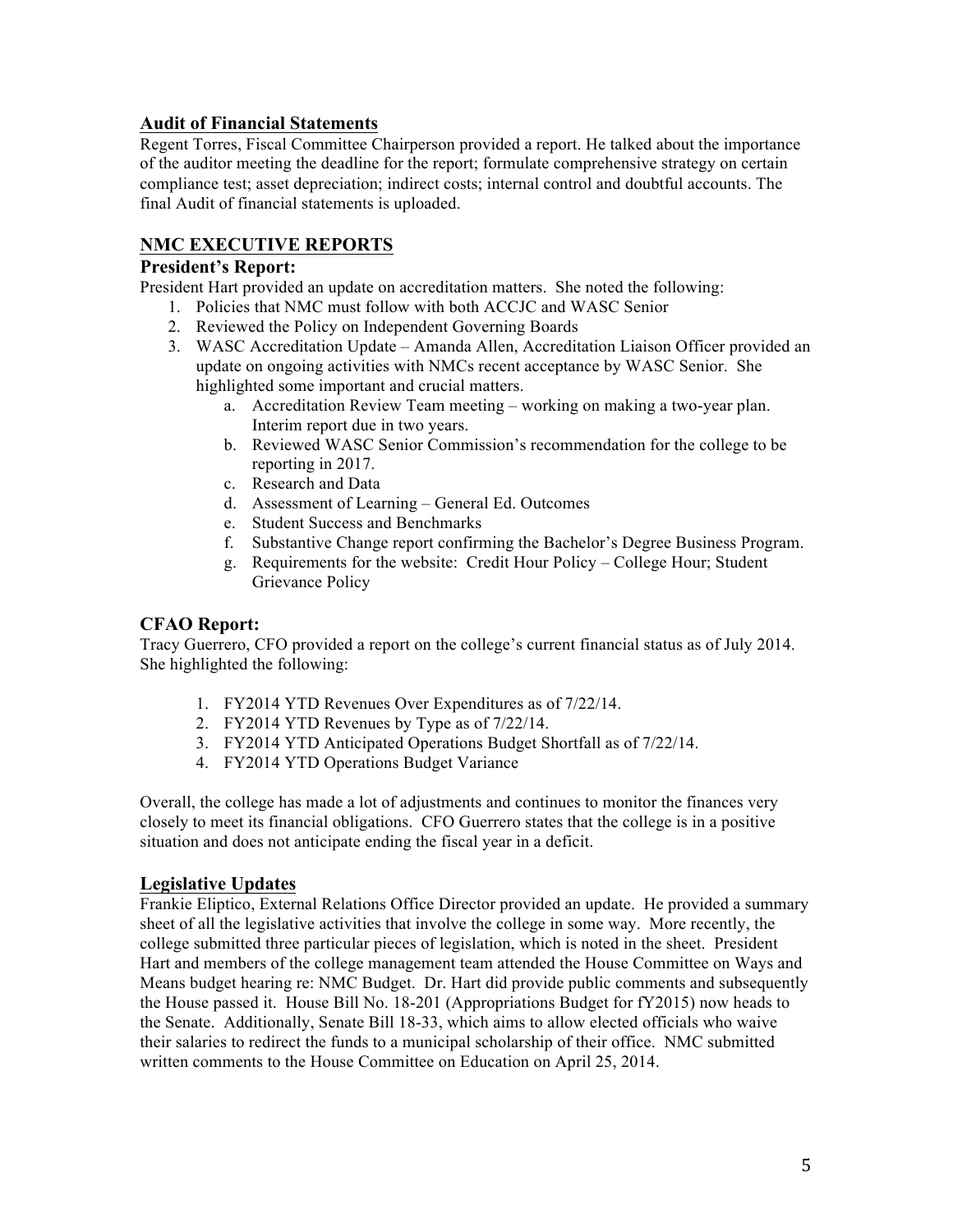## Audit of Financial Statements

Regent Torres, Fiscal Committee Chairperson provided a report. He talked about the importance of the auditor meeting the deadline for the report; formulate comprehensive strategy on certain compliance test; asset depreciation; indirect costs; internal control and doubtful accounts. The final Audit of financial statements is uploaded.

## NMC EXECUTIVE REPORTS

### President's Report:

President Hart provided an update on accreditation matters. She noted the following:

1. Policies that NMC must follow with both ACCJC and WASC Senior
2. Reviewed the Policy on Independent Governing Boards
3. WASC Accreditation Update – Amanda Allen, Accreditation Liaison Officer provided an update on ongoing activities with NMCs recent acceptance by WASC Senior. She highlighted some important and crucial matters.
   a. Accreditation Review Team meeting – working on making a two-year plan. Interim report due in two years.
   b. Reviewed WASC Senior Commission's recommendation for the college to be reporting in 2017.
   c. Research and Data
   d. Assessment of Learning – General Ed. Outcomes
   e. Student Success and Benchmarks
   f. Substantive Change report confirming the Bachelor's Degree Business Program.
   g. Requirements for the website: Credit Hour Policy – College Hour; Student Grievance Policy

### CFAO Report:

Tracy Guerrero, CFO provided a report on the college's current financial status as of July 2014. She highlighted the following:

1. FY2014 YTD Revenues Over Expenditures as of 7/22/14.
2. FY2014 YTD Revenues by Type as of 7/22/14.
3. FY2014 YTD Anticipated Operations Budget Shortfall as of 7/22/14.
4. FY2014 YTD Operations Budget Variance

Overall, the college has made a lot of adjustments and continues to monitor the finances very closely to meet its financial obligations. CFO Guerrero states that the college is in a positive situation and does not anticipate ending the fiscal year in a deficit.

## Legislative Updates

Frankie Eliptico, External Relations Office Director provided an update. He provided a summary sheet of all the legislative activities that involve the college in some way. More recently, the college submitted three particular pieces of legislation, which is noted in the sheet. President Hart and members of the college management team attended the House Committee on Ways and Means budget hearing re: NMC Budget. Dr. Hart did provide public comments and subsequently the House passed it. House Bill No. 18-201 (Appropriations Budget for fY2015) now heads to the Senate. Additionally, Senate Bill 18-33, which aims to allow elected officials who waive their salaries to redirect the funds to a municipal scholarship of their office. NMC submitted written comments to the House Committee on Education on April 25, 2014.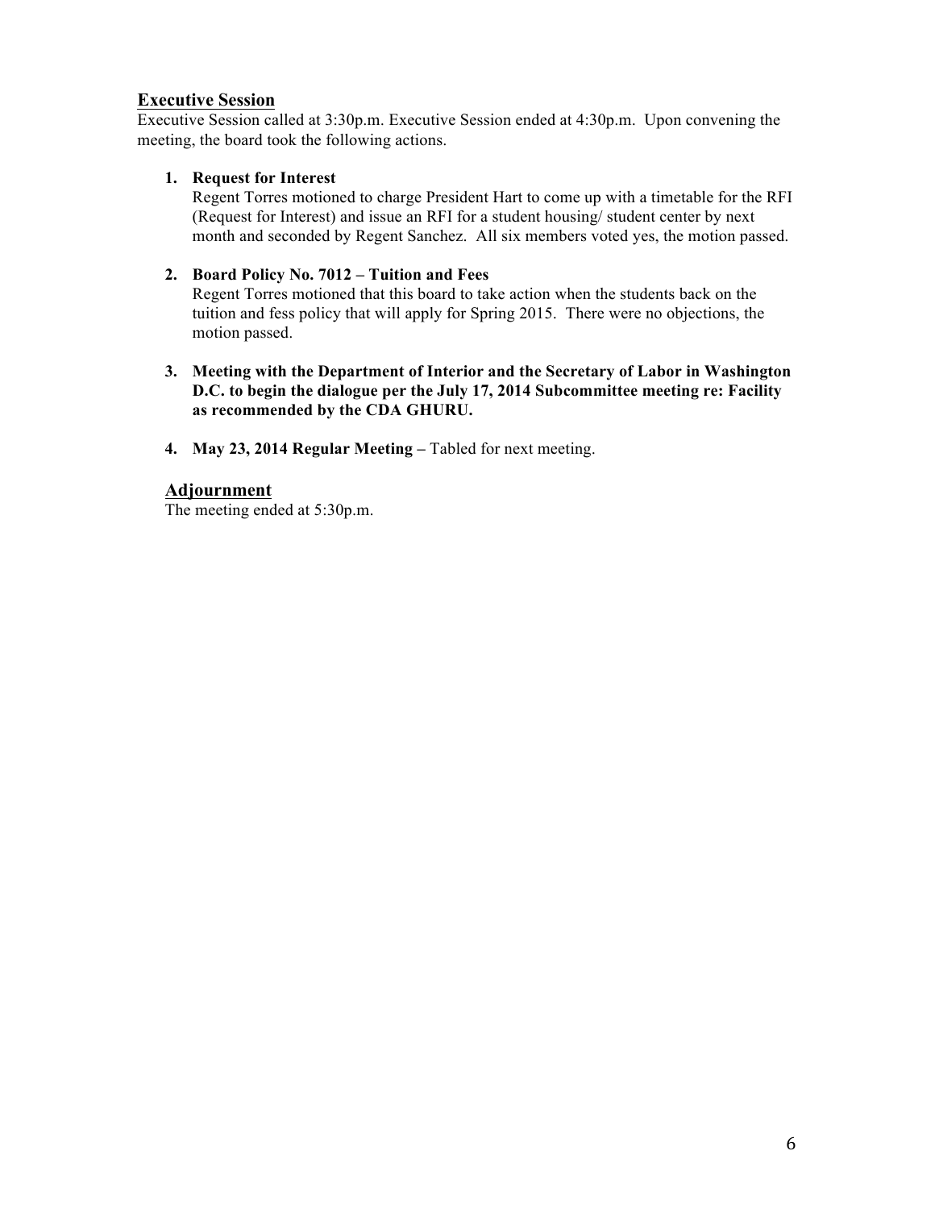## Executive Session

Executive Session called at 3:30p.m. Executive Session ended at 4:30p.m. Upon convening the meeting, the board took the following actions.

1. **Request for Interest**
   Regent Torres motioned to charge President Hart to come up with a timetable for the RFI (Request for Interest) and issue an RFI for a student housing/ student center by next month and seconded by Regent Sanchez. All six members voted yes, the motion passed.

2. **Board Policy No. 7012 – Tuition and Fees**
   Regent Torres motioned that this board to take action when the students back on the tuition and fess policy that will apply for Spring 2015. There were no objections, the motion passed.

3. **Meeting with the Department of Interior and the Secretary of Labor in Washington D.C. to begin the dialogue per the July 17, 2014 Subcommittee meeting re: Facility as recommended by the CDA GHURU.**

4. **May 23, 2014 Regular Meeting –** Tabled for next meeting.

## Adjournment

The meeting ended at 5:30p.m.